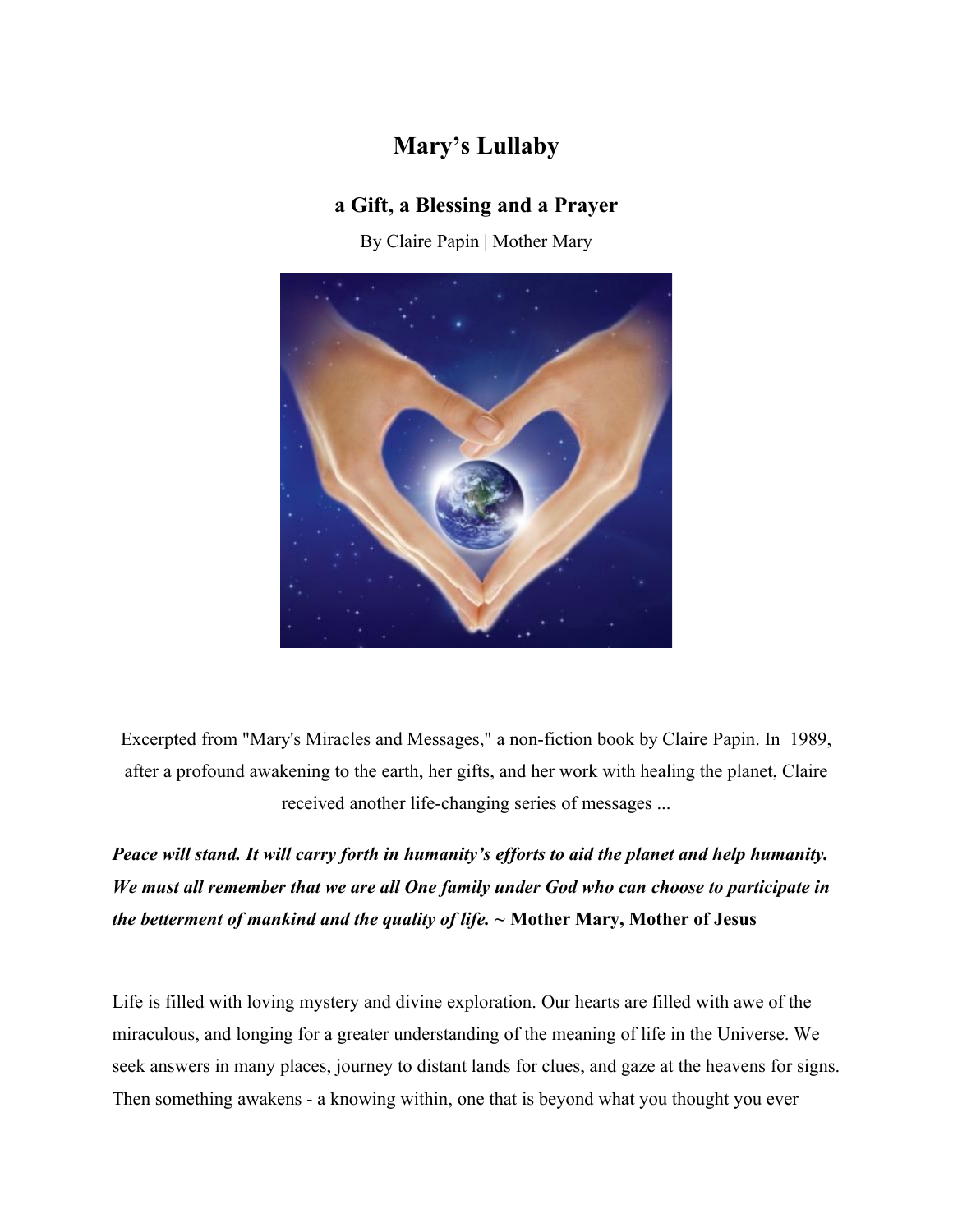# Mary's Lullaby

## a Gift, a Blessing and a Prayer

By Claire Papin | Mother Mary

Excerpted from "Mary's Miracles and Messages," a non-fiction book by Claire Papin. In 1989, after a profound awakening to the earth, her gifts, and her work with healing the planet, Claire received another life-changing series of messages ...

***Peace will stand. It will carry forth in humanity's efforts to aid the planet and help humanity. We must all remember that we are all One family under God who can choose to participate in the betterment of mankind and the quality of life.*** **~ Mother Mary, Mother of Jesus**

Life is filled with loving mystery and divine exploration. Our hearts are filled with awe of the miraculous, and longing for a greater understanding of the meaning of life in the Universe. We seek answers in many places, journey to distant lands for clues, and gaze at the heavens for signs. Then something awakens - a knowing within, one that is beyond what you thought you ever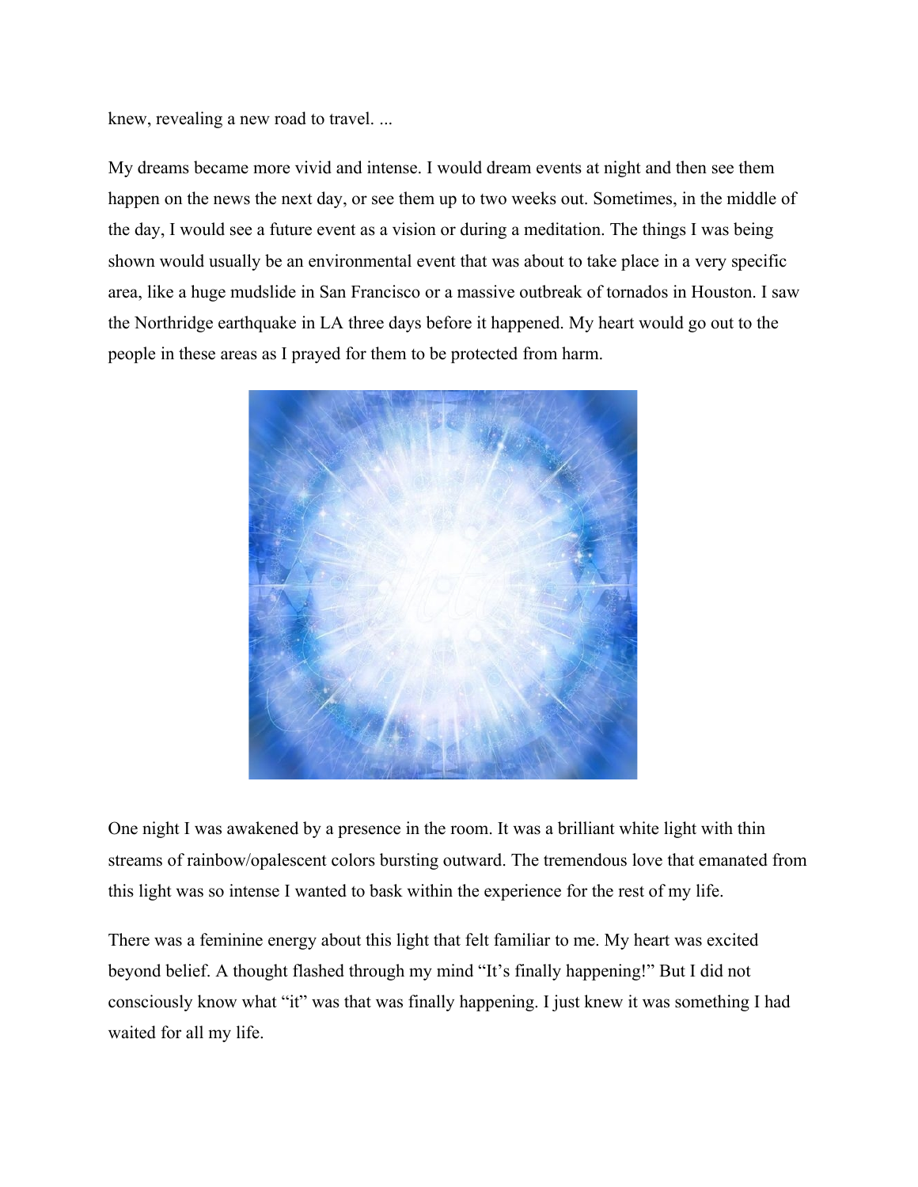knew, revealing a new road to travel. ...

My dreams became more vivid and intense. I would dream events at night and then see them happen on the news the next day, or see them up to two weeks out. Sometimes, in the middle of the day, I would see a future event as a vision or during a meditation. The things I was being shown would usually be an environmental event that was about to take place in a very specific area, like a huge mudslide in San Francisco or a massive outbreak of tornados in Houston. I saw the Northridge earthquake in LA three days before it happened. My heart would go out to the people in these areas as I prayed for them to be protected from harm.

One night I was awakened by a presence in the room. It was a brilliant white light with thin streams of rainbow/opalescent colors bursting outward. The tremendous love that emanated from this light was so intense I wanted to bask within the experience for the rest of my life.

There was a feminine energy about this light that felt familiar to me. My heart was excited beyond belief. A thought flashed through my mind "It's finally happening!" But I did not consciously know what "it" was that was finally happening. I just knew it was something I had waited for all my life.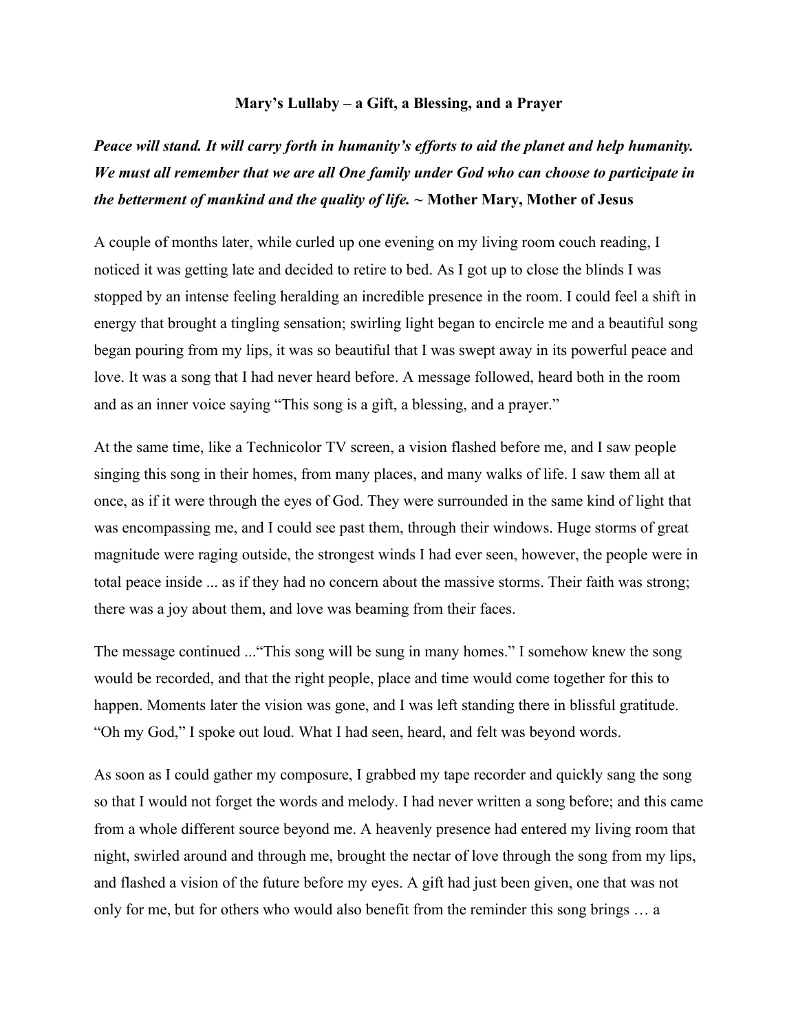**Mary's Lullaby – a Gift, a Blessing, and a Prayer**

***Peace will stand. It will carry forth in humanity's efforts to aid the planet and help humanity. We must all remember that we are all One family under God who can choose to participate in the betterment of mankind and the quality of life.*** **~ Mother Mary, Mother of Jesus**

A couple of months later, while curled up one evening on my living room couch reading, I noticed it was getting late and decided to retire to bed. As I got up to close the blinds I was stopped by an intense feeling heralding an incredible presence in the room. I could feel a shift in energy that brought a tingling sensation; swirling light began to encircle me and a beautiful song began pouring from my lips, it was so beautiful that I was swept away in its powerful peace and love. It was a song that I had never heard before. A message followed, heard both in the room and as an inner voice saying "This song is a gift, a blessing, and a prayer."

At the same time, like a Technicolor TV screen, a vision flashed before me, and I saw people singing this song in their homes, from many places, and many walks of life. I saw them all at once, as if it were through the eyes of God. They were surrounded in the same kind of light that was encompassing me, and I could see past them, through their windows. Huge storms of great magnitude were raging outside, the strongest winds I had ever seen, however, the people were in total peace inside ... as if they had no concern about the massive storms. Their faith was strong; there was a joy about them, and love was beaming from their faces.

The message continued ..."This song will be sung in many homes." I somehow knew the song would be recorded, and that the right people, place and time would come together for this to happen. Moments later the vision was gone, and I was left standing there in blissful gratitude. "Oh my God," I spoke out loud. What I had seen, heard, and felt was beyond words.

As soon as I could gather my composure, I grabbed my tape recorder and quickly sang the song so that I would not forget the words and melody. I had never written a song before; and this came from a whole different source beyond me. A heavenly presence had entered my living room that night, swirled around and through me, brought the nectar of love through the song from my lips, and flashed a vision of the future before my eyes. A gift had just been given, one that was not only for me, but for others who would also benefit from the reminder this song brings … a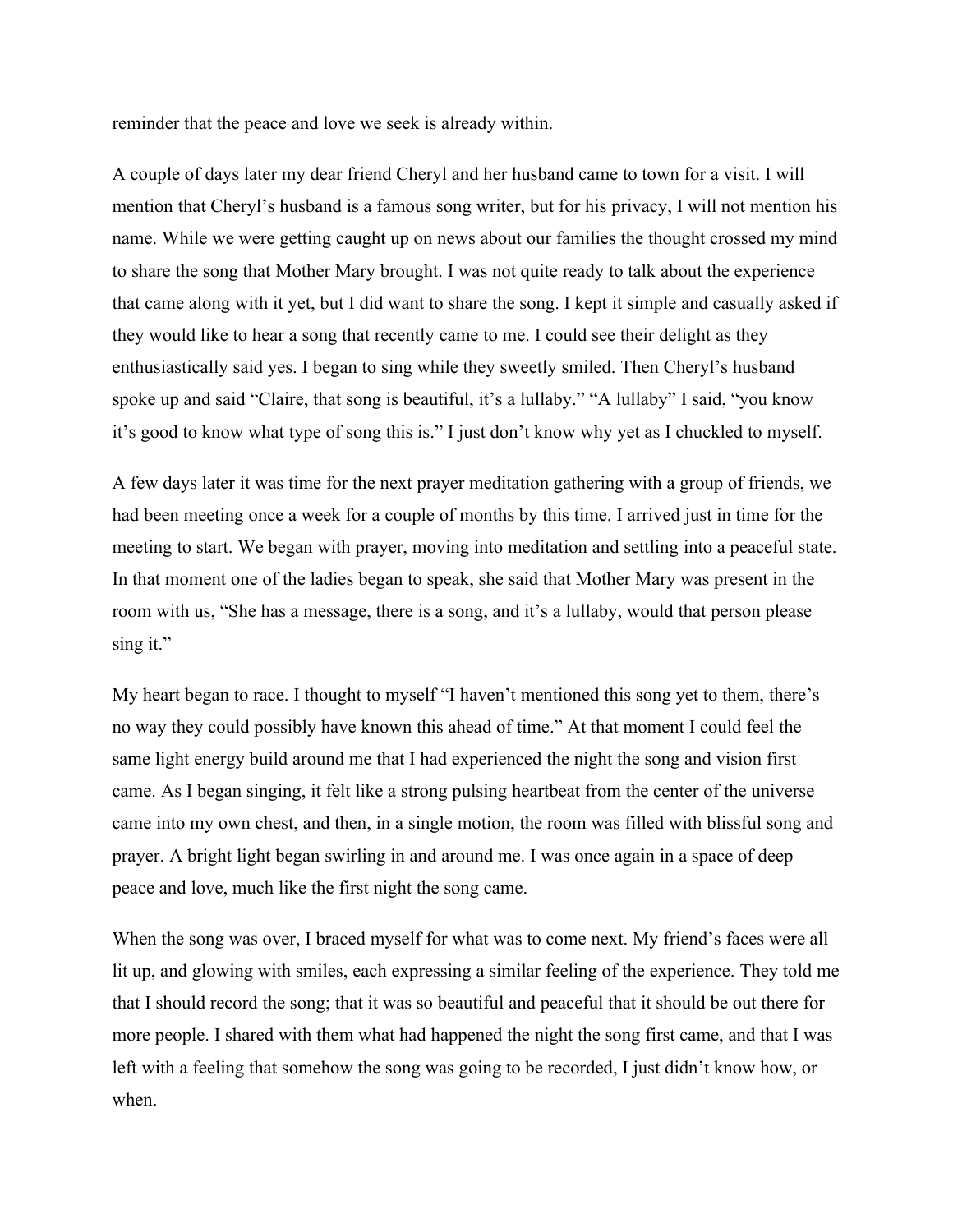reminder that the peace and love we seek is already within.

A couple of days later my dear friend Cheryl and her husband came to town for a visit. I will mention that Cheryl's husband is a famous song writer, but for his privacy, I will not mention his name. While we were getting caught up on news about our families the thought crossed my mind to share the song that Mother Mary brought. I was not quite ready to talk about the experience that came along with it yet, but I did want to share the song. I kept it simple and casually asked if they would like to hear a song that recently came to me. I could see their delight as they enthusiastically said yes. I began to sing while they sweetly smiled. Then Cheryl's husband spoke up and said "Claire, that song is beautiful, it's a lullaby." "A lullaby" I said, "you know it's good to know what type of song this is." I just don't know why yet as I chuckled to myself.

A few days later it was time for the next prayer meditation gathering with a group of friends, we had been meeting once a week for a couple of months by this time. I arrived just in time for the meeting to start. We began with prayer, moving into meditation and settling into a peaceful state. In that moment one of the ladies began to speak, she said that Mother Mary was present in the room with us, "She has a message, there is a song, and it's a lullaby, would that person please sing it."

My heart began to race. I thought to myself "I haven't mentioned this song yet to them, there's no way they could possibly have known this ahead of time." At that moment I could feel the same light energy build around me that I had experienced the night the song and vision first came. As I began singing, it felt like a strong pulsing heartbeat from the center of the universe came into my own chest, and then, in a single motion, the room was filled with blissful song and prayer. A bright light began swirling in and around me. I was once again in a space of deep peace and love, much like the first night the song came.

When the song was over, I braced myself for what was to come next. My friend's faces were all lit up, and glowing with smiles, each expressing a similar feeling of the experience. They told me that I should record the song; that it was so beautiful and peaceful that it should be out there for more people. I shared with them what had happened the night the song first came, and that I was left with a feeling that somehow the song was going to be recorded, I just didn't know how, or when.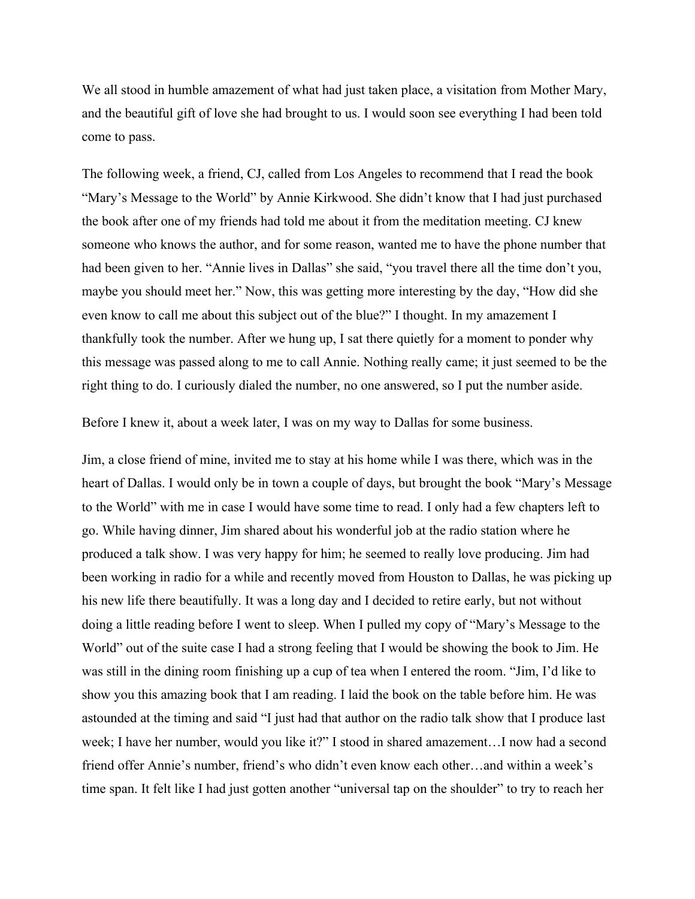We all stood in humble amazement of what had just taken place, a visitation from Mother Mary, and the beautiful gift of love she had brought to us. I would soon see everything I had been told come to pass.

The following week, a friend, CJ, called from Los Angeles to recommend that I read the book "Mary's Message to the World" by Annie Kirkwood. She didn't know that I had just purchased the book after one of my friends had told me about it from the meditation meeting. CJ knew someone who knows the author, and for some reason, wanted me to have the phone number that had been given to her. "Annie lives in Dallas" she said, "you travel there all the time don't you, maybe you should meet her." Now, this was getting more interesting by the day, "How did she even know to call me about this subject out of the blue?" I thought. In my amazement I thankfully took the number. After we hung up, I sat there quietly for a moment to ponder why this message was passed along to me to call Annie. Nothing really came; it just seemed to be the right thing to do. I curiously dialed the number, no one answered, so I put the number aside.

Before I knew it, about a week later, I was on my way to Dallas for some business.

Jim, a close friend of mine, invited me to stay at his home while I was there, which was in the heart of Dallas. I would only be in town a couple of days, but brought the book "Mary's Message to the World" with me in case I would have some time to read. I only had a few chapters left to go. While having dinner, Jim shared about his wonderful job at the radio station where he produced a talk show. I was very happy for him; he seemed to really love producing. Jim had been working in radio for a while and recently moved from Houston to Dallas, he was picking up his new life there beautifully. It was a long day and I decided to retire early, but not without doing a little reading before I went to sleep. When I pulled my copy of "Mary's Message to the World" out of the suite case I had a strong feeling that I would be showing the book to Jim. He was still in the dining room finishing up a cup of tea when I entered the room. "Jim, I'd like to show you this amazing book that I am reading. I laid the book on the table before him. He was astounded at the timing and said "I just had that author on the radio talk show that I produce last week; I have her number, would you like it?" I stood in shared amazement…I now had a second friend offer Annie's number, friend's who didn't even know each other…and within a week's time span. It felt like I had just gotten another "universal tap on the shoulder" to try to reach her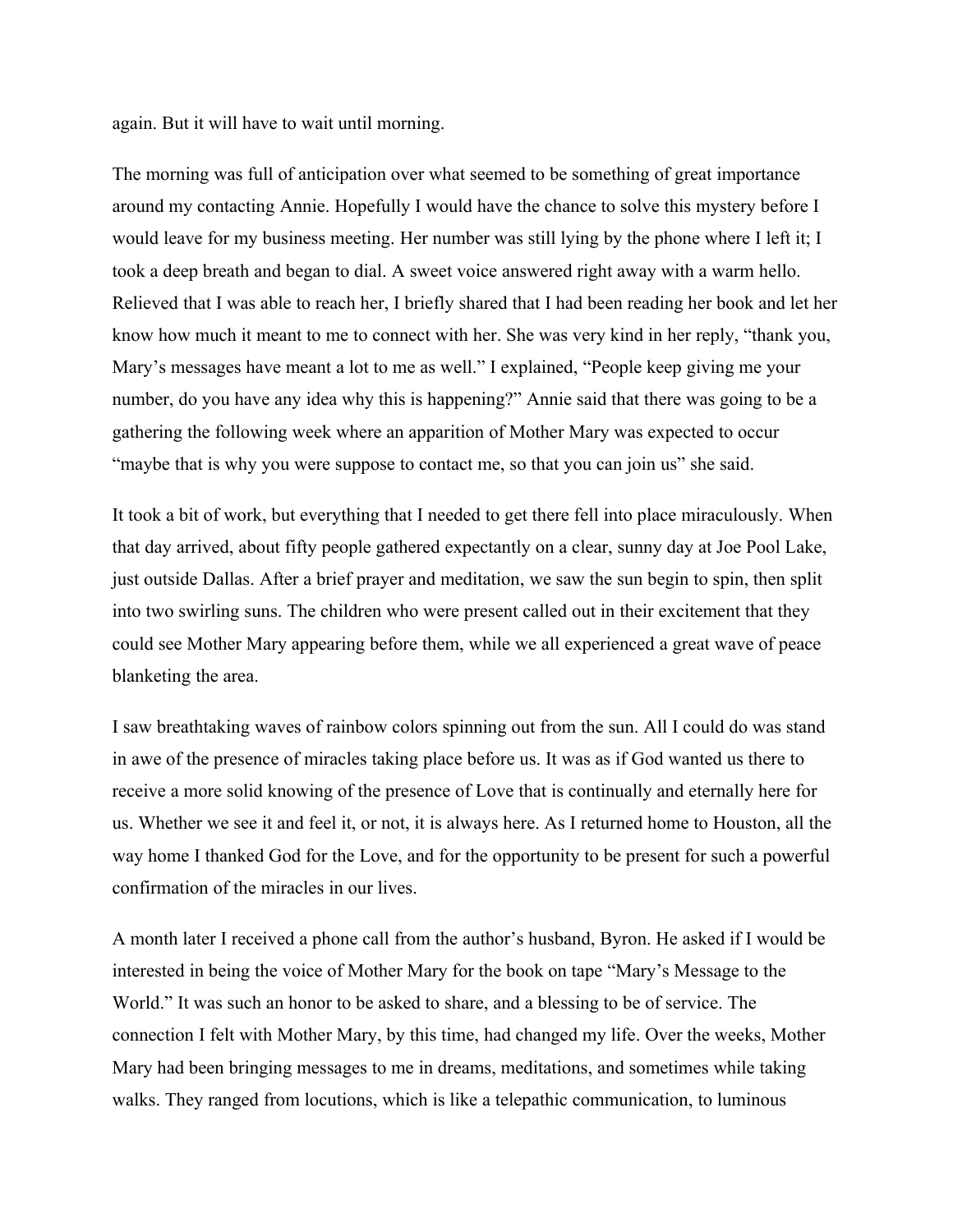again. But it will have to wait until morning.

The morning was full of anticipation over what seemed to be something of great importance around my contacting Annie. Hopefully I would have the chance to solve this mystery before I would leave for my business meeting. Her number was still lying by the phone where I left it; I took a deep breath and began to dial. A sweet voice answered right away with a warm hello. Relieved that I was able to reach her, I briefly shared that I had been reading her book and let her know how much it meant to me to connect with her. She was very kind in her reply, "thank you, Mary's messages have meant a lot to me as well." I explained, "People keep giving me your number, do you have any idea why this is happening?" Annie said that there was going to be a gathering the following week where an apparition of Mother Mary was expected to occur "maybe that is why you were suppose to contact me, so that you can join us" she said.

It took a bit of work, but everything that I needed to get there fell into place miraculously. When that day arrived, about fifty people gathered expectantly on a clear, sunny day at Joe Pool Lake, just outside Dallas. After a brief prayer and meditation, we saw the sun begin to spin, then split into two swirling suns. The children who were present called out in their excitement that they could see Mother Mary appearing before them, while we all experienced a great wave of peace blanketing the area.

I saw breathtaking waves of rainbow colors spinning out from the sun. All I could do was stand in awe of the presence of miracles taking place before us. It was as if God wanted us there to receive a more solid knowing of the presence of Love that is continually and eternally here for us. Whether we see it and feel it, or not, it is always here. As I returned home to Houston, all the way home I thanked God for the Love, and for the opportunity to be present for such a powerful confirmation of the miracles in our lives.

A month later I received a phone call from the author's husband, Byron. He asked if I would be interested in being the voice of Mother Mary for the book on tape "Mary's Message to the World." It was such an honor to be asked to share, and a blessing to be of service. The connection I felt with Mother Mary, by this time, had changed my life. Over the weeks, Mother Mary had been bringing messages to me in dreams, meditations, and sometimes while taking walks. They ranged from locutions, which is like a telepathic communication, to luminous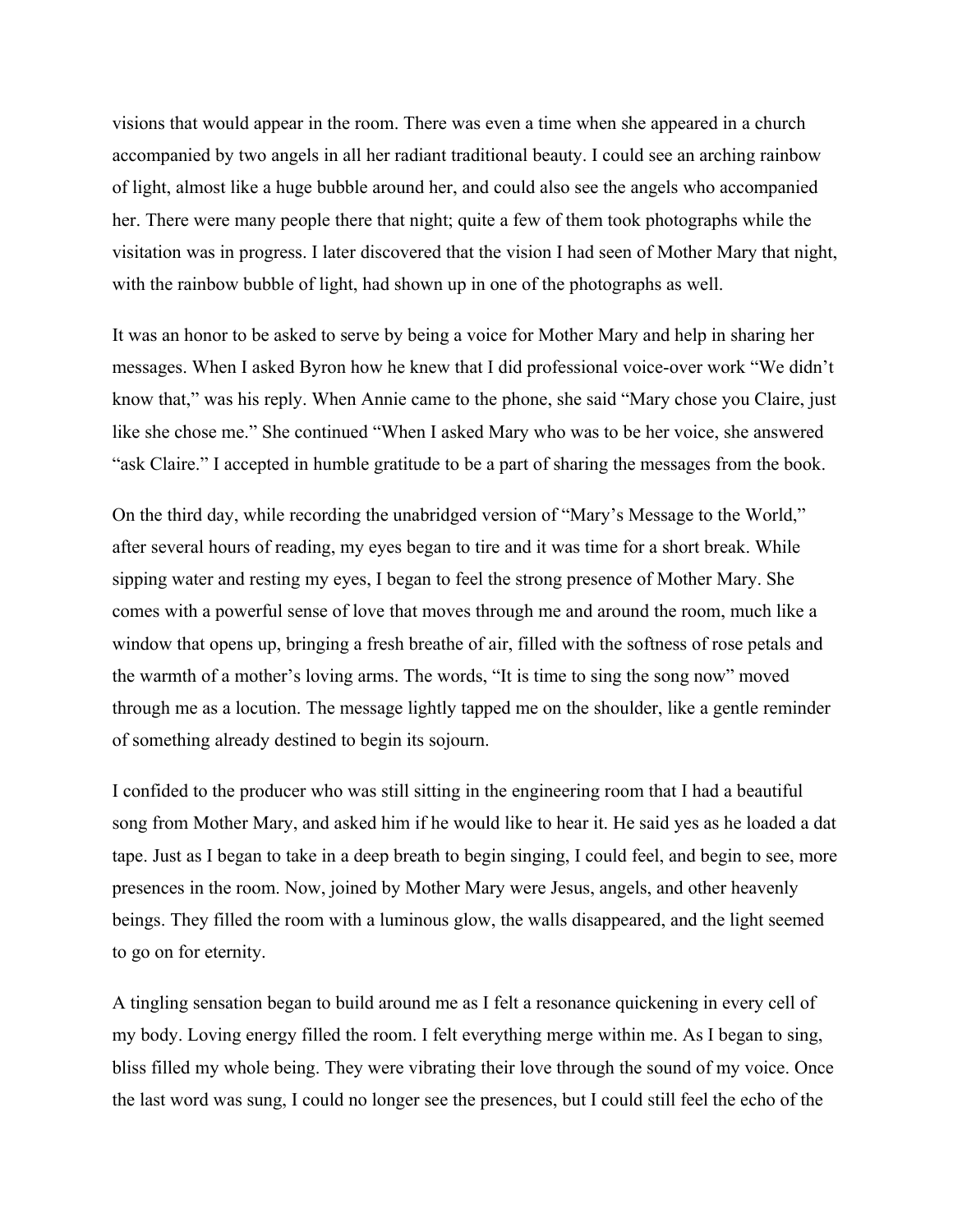visions that would appear in the room. There was even a time when she appeared in a church accompanied by two angels in all her radiant traditional beauty. I could see an arching rainbow of light, almost like a huge bubble around her, and could also see the angels who accompanied her. There were many people there that night; quite a few of them took photographs while the visitation was in progress. I later discovered that the vision I had seen of Mother Mary that night, with the rainbow bubble of light, had shown up in one of the photographs as well.

It was an honor to be asked to serve by being a voice for Mother Mary and help in sharing her messages. When I asked Byron how he knew that I did professional voice-over work "We didn't know that," was his reply. When Annie came to the phone, she said "Mary chose you Claire, just like she chose me." She continued "When I asked Mary who was to be her voice, she answered "ask Claire." I accepted in humble gratitude to be a part of sharing the messages from the book.

On the third day, while recording the unabridged version of "Mary's Message to the World," after several hours of reading, my eyes began to tire and it was time for a short break. While sipping water and resting my eyes, I began to feel the strong presence of Mother Mary. She comes with a powerful sense of love that moves through me and around the room, much like a window that opens up, bringing a fresh breathe of air, filled with the softness of rose petals and the warmth of a mother's loving arms. The words, "It is time to sing the song now" moved through me as a locution. The message lightly tapped me on the shoulder, like a gentle reminder of something already destined to begin its sojourn.

I confided to the producer who was still sitting in the engineering room that I had a beautiful song from Mother Mary, and asked him if he would like to hear it. He said yes as he loaded a dat tape. Just as I began to take in a deep breath to begin singing, I could feel, and begin to see, more presences in the room. Now, joined by Mother Mary were Jesus, angels, and other heavenly beings. They filled the room with a luminous glow, the walls disappeared, and the light seemed to go on for eternity.

A tingling sensation began to build around me as I felt a resonance quickening in every cell of my body. Loving energy filled the room. I felt everything merge within me. As I began to sing, bliss filled my whole being. They were vibrating their love through the sound of my voice. Once the last word was sung, I could no longer see the presences, but I could still feel the echo of the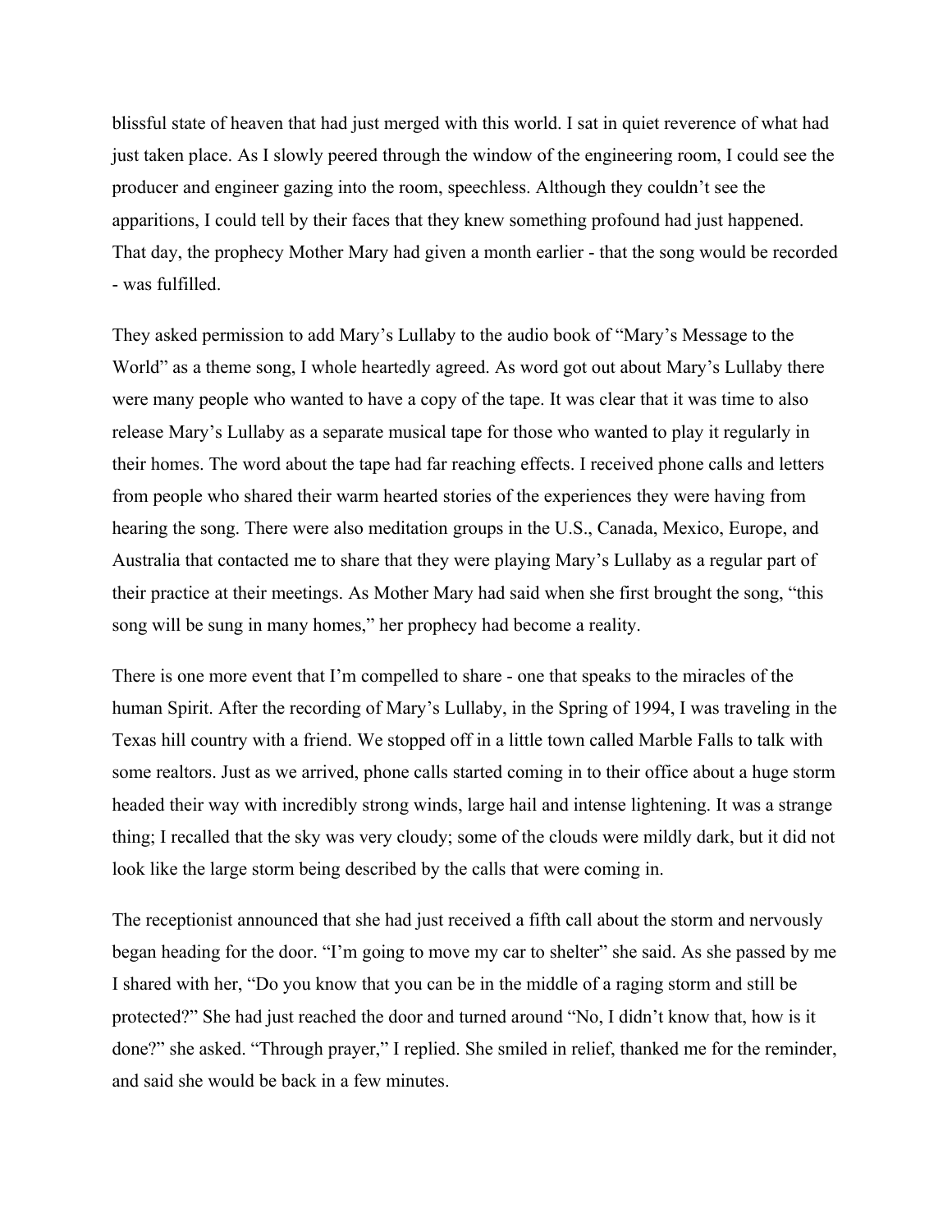blissful state of heaven that had just merged with this world. I sat in quiet reverence of what had just taken place. As I slowly peered through the window of the engineering room, I could see the producer and engineer gazing into the room, speechless. Although they couldn't see the apparitions, I could tell by their faces that they knew something profound had just happened. That day, the prophecy Mother Mary had given a month earlier - that the song would be recorded - was fulfilled.

They asked permission to add Mary's Lullaby to the audio book of "Mary's Message to the World" as a theme song, I whole heartedly agreed. As word got out about Mary's Lullaby there were many people who wanted to have a copy of the tape. It was clear that it was time to also release Mary's Lullaby as a separate musical tape for those who wanted to play it regularly in their homes. The word about the tape had far reaching effects. I received phone calls and letters from people who shared their warm hearted stories of the experiences they were having from hearing the song. There were also meditation groups in the U.S., Canada, Mexico, Europe, and Australia that contacted me to share that they were playing Mary's Lullaby as a regular part of their practice at their meetings. As Mother Mary had said when she first brought the song, "this song will be sung in many homes," her prophecy had become a reality.

There is one more event that I'm compelled to share - one that speaks to the miracles of the human Spirit. After the recording of Mary's Lullaby, in the Spring of 1994, I was traveling in the Texas hill country with a friend. We stopped off in a little town called Marble Falls to talk with some realtors. Just as we arrived, phone calls started coming in to their office about a huge storm headed their way with incredibly strong winds, large hail and intense lightening. It was a strange thing; I recalled that the sky was very cloudy; some of the clouds were mildly dark, but it did not look like the large storm being described by the calls that were coming in.

The receptionist announced that she had just received a fifth call about the storm and nervously began heading for the door. "I'm going to move my car to shelter" she said. As she passed by me I shared with her, "Do you know that you can be in the middle of a raging storm and still be protected?" She had just reached the door and turned around "No, I didn't know that, how is it done?" she asked. "Through prayer," I replied. She smiled in relief, thanked me for the reminder, and said she would be back in a few minutes.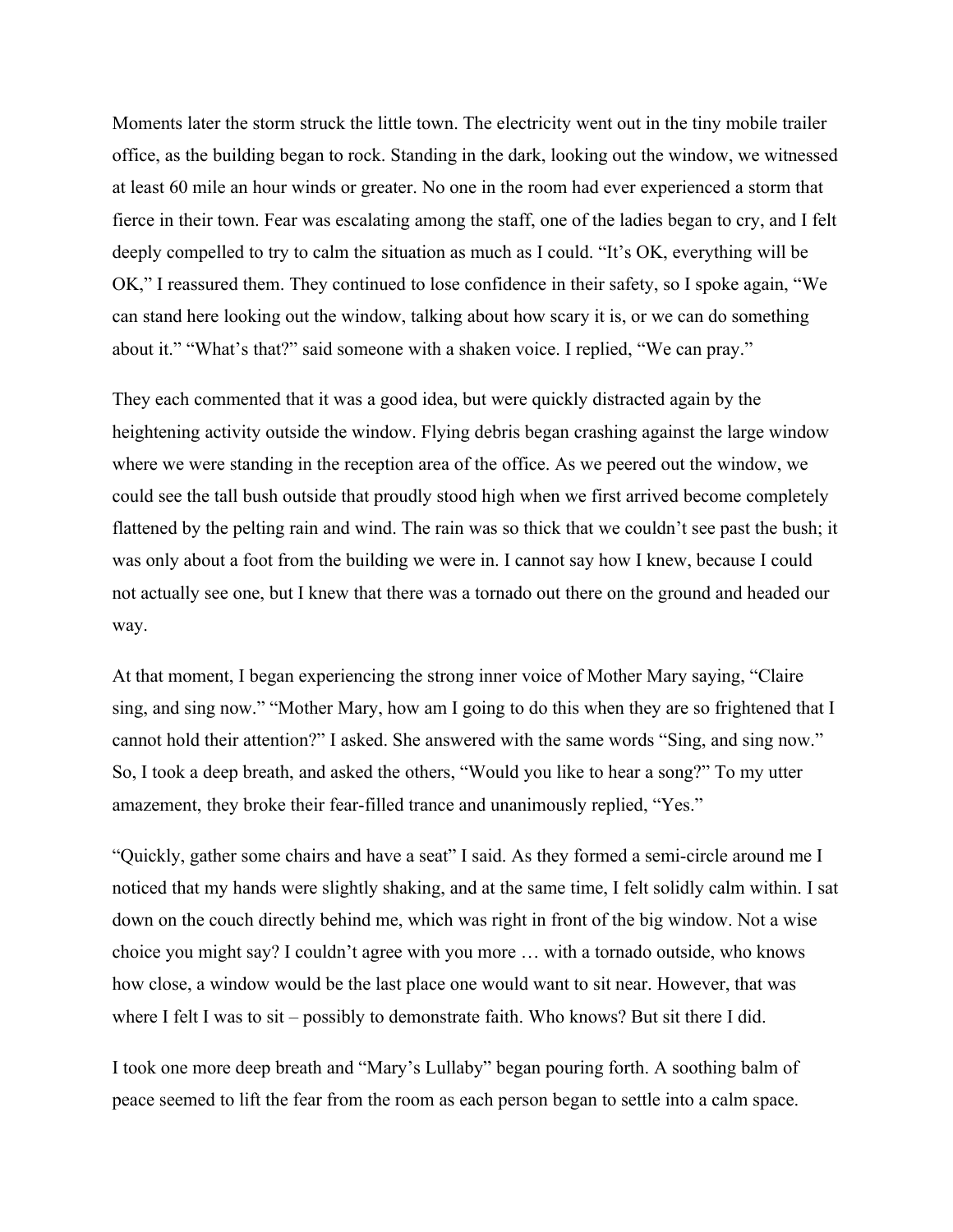Moments later the storm struck the little town. The electricity went out in the tiny mobile trailer office, as the building began to rock. Standing in the dark, looking out the window, we witnessed at least 60 mile an hour winds or greater. No one in the room had ever experienced a storm that fierce in their town. Fear was escalating among the staff, one of the ladies began to cry, and I felt deeply compelled to try to calm the situation as much as I could. "It's OK, everything will be OK," I reassured them. They continued to lose confidence in their safety, so I spoke again, "We can stand here looking out the window, talking about how scary it is, or we can do something about it." "What's that?" said someone with a shaken voice. I replied, "We can pray."

They each commented that it was a good idea, but were quickly distracted again by the heightening activity outside the window. Flying debris began crashing against the large window where we were standing in the reception area of the office. As we peered out the window, we could see the tall bush outside that proudly stood high when we first arrived become completely flattened by the pelting rain and wind. The rain was so thick that we couldn't see past the bush; it was only about a foot from the building we were in. I cannot say how I knew, because I could not actually see one, but I knew that there was a tornado out there on the ground and headed our way.

At that moment, I began experiencing the strong inner voice of Mother Mary saying, "Claire sing, and sing now." "Mother Mary, how am I going to do this when they are so frightened that I cannot hold their attention?" I asked. She answered with the same words "Sing, and sing now." So, I took a deep breath, and asked the others, "Would you like to hear a song?" To my utter amazement, they broke their fear-filled trance and unanimously replied, "Yes."

"Quickly, gather some chairs and have a seat" I said. As they formed a semi-circle around me I noticed that my hands were slightly shaking, and at the same time, I felt solidly calm within. I sat down on the couch directly behind me, which was right in front of the big window. Not a wise choice you might say? I couldn't agree with you more … with a tornado outside, who knows how close, a window would be the last place one would want to sit near. However, that was where I felt I was to sit – possibly to demonstrate faith. Who knows? But sit there I did.

I took one more deep breath and "Mary's Lullaby" began pouring forth. A soothing balm of peace seemed to lift the fear from the room as each person began to settle into a calm space.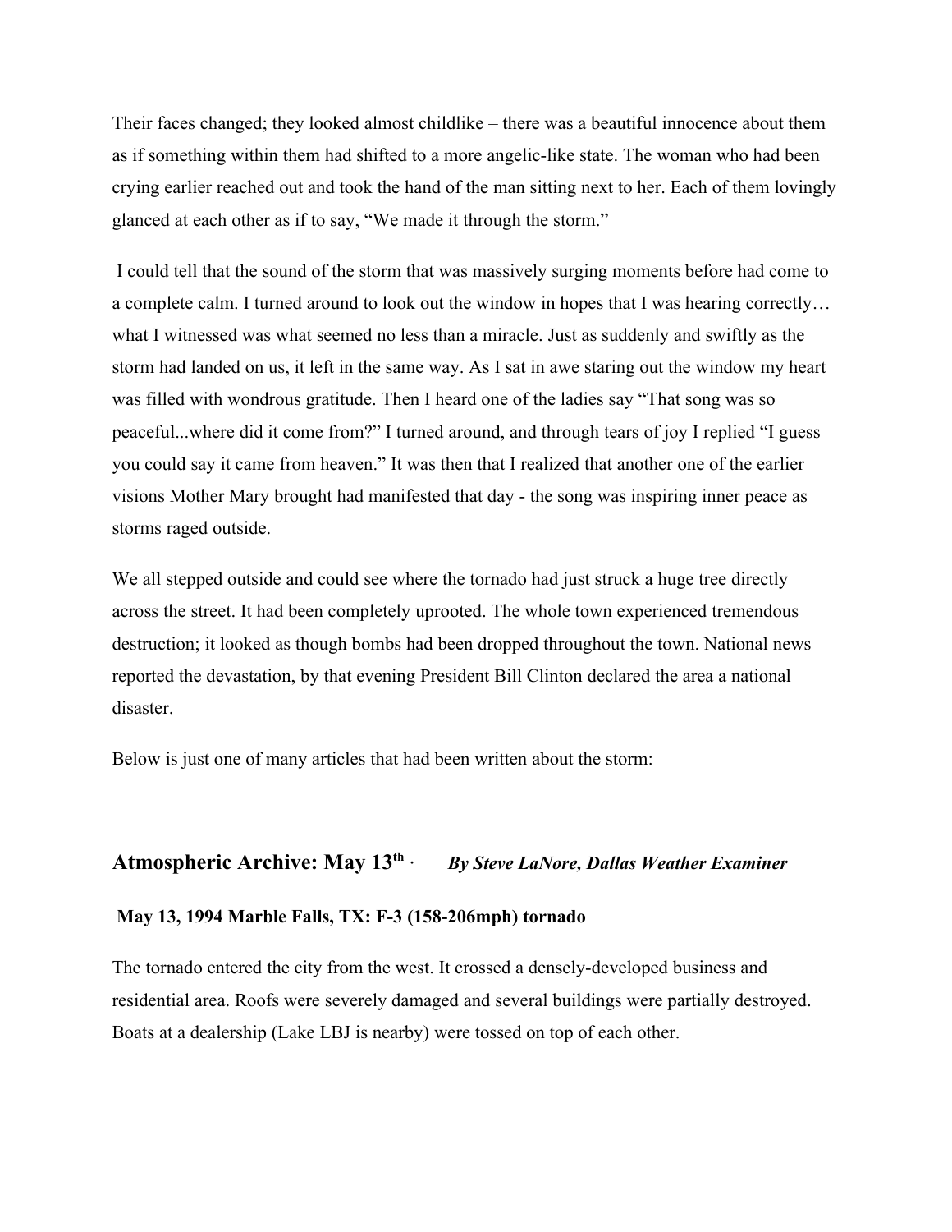Their faces changed; they looked almost childlike – there was a beautiful innocence about them as if something within them had shifted to a more angelic-like state. The woman who had been crying earlier reached out and took the hand of the man sitting next to her. Each of them lovingly glanced at each other as if to say, "We made it through the storm."

I could tell that the sound of the storm that was massively surging moments before had come to a complete calm. I turned around to look out the window in hopes that I was hearing correctly… what I witnessed was what seemed no less than a miracle. Just as suddenly and swiftly as the storm had landed on us, it left in the same way. As I sat in awe staring out the window my heart was filled with wondrous gratitude. Then I heard one of the ladies say "That song was so peaceful...where did it come from?" I turned around, and through tears of joy I replied "I guess you could say it came from heaven." It was then that I realized that another one of the earlier visions Mother Mary brought had manifested that day - the song was inspiring inner peace as storms raged outside.

We all stepped outside and could see where the tornado had just struck a huge tree directly across the street. It had been completely uprooted. The whole town experienced tremendous destruction; it looked as though bombs had been dropped throughout the town. National news reported the devastation, by that evening President Bill Clinton declared the area a national disaster.

Below is just one of many articles that had been written about the storm:

## Atmospheric Archive: May 13th · *By Steve LaNore, Dallas Weather Examiner*

**May 13, 1994 Marble Falls, TX: F-3 (158-206mph) tornado**

The tornado entered the city from the west. It crossed a densely-developed business and residential area. Roofs were severely damaged and several buildings were partially destroyed. Boats at a dealership (Lake LBJ is nearby) were tossed on top of each other.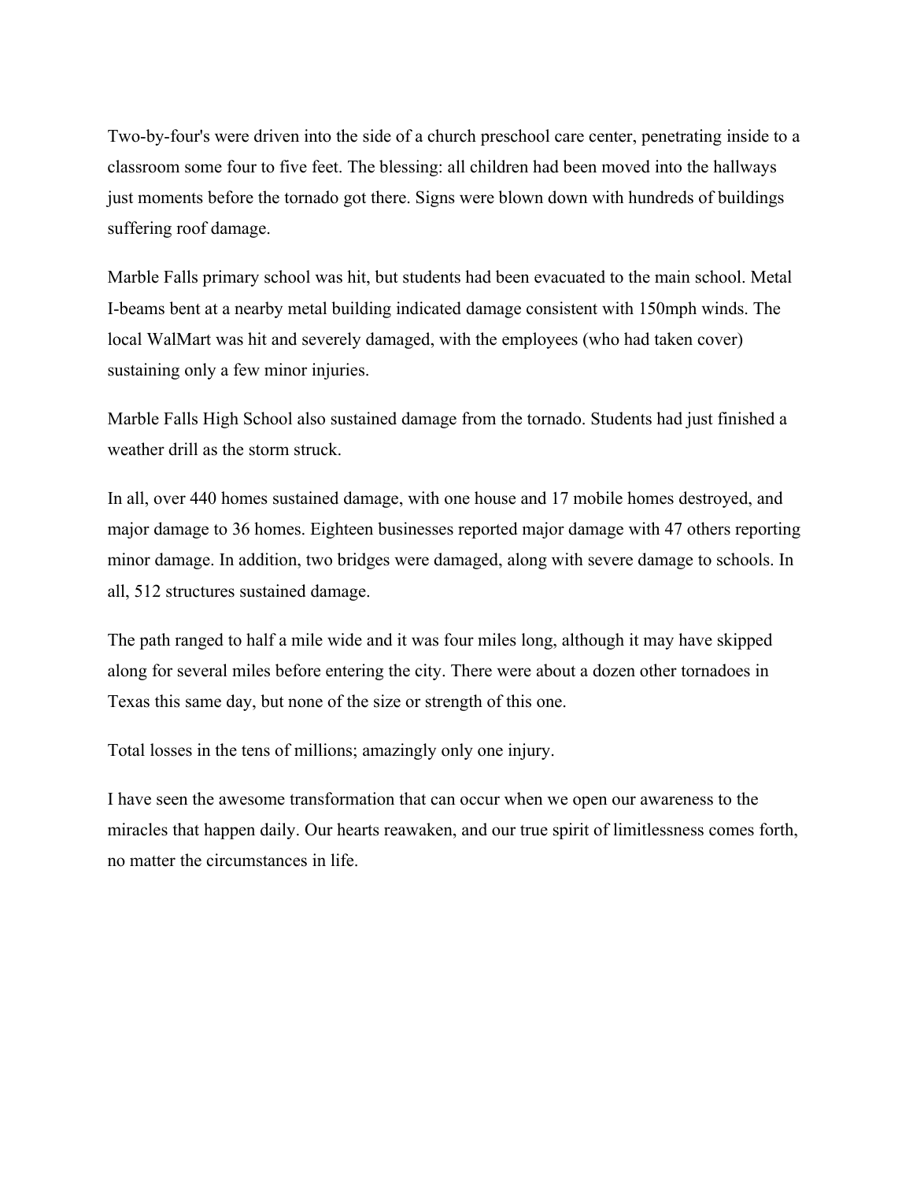Two-by-four's were driven into the side of a church preschool care center, penetrating inside to a classroom some four to five feet. The blessing: all children had been moved into the hallways just moments before the tornado got there. Signs were blown down with hundreds of buildings suffering roof damage.

Marble Falls primary school was hit, but students had been evacuated to the main school. Metal I-beams bent at a nearby metal building indicated damage consistent with 150mph winds. The local WalMart was hit and severely damaged, with the employees (who had taken cover) sustaining only a few minor injuries.

Marble Falls High School also sustained damage from the tornado. Students had just finished a weather drill as the storm struck.

In all, over 440 homes sustained damage, with one house and 17 mobile homes destroyed, and major damage to 36 homes. Eighteen businesses reported major damage with 47 others reporting minor damage. In addition, two bridges were damaged, along with severe damage to schools. In all, 512 structures sustained damage.

The path ranged to half a mile wide and it was four miles long, although it may have skipped along for several miles before entering the city. There were about a dozen other tornadoes in Texas this same day, but none of the size or strength of this one.

Total losses in the tens of millions; amazingly only one injury.

I have seen the awesome transformation that can occur when we open our awareness to the miracles that happen daily. Our hearts reawaken, and our true spirit of limitlessness comes forth, no matter the circumstances in life.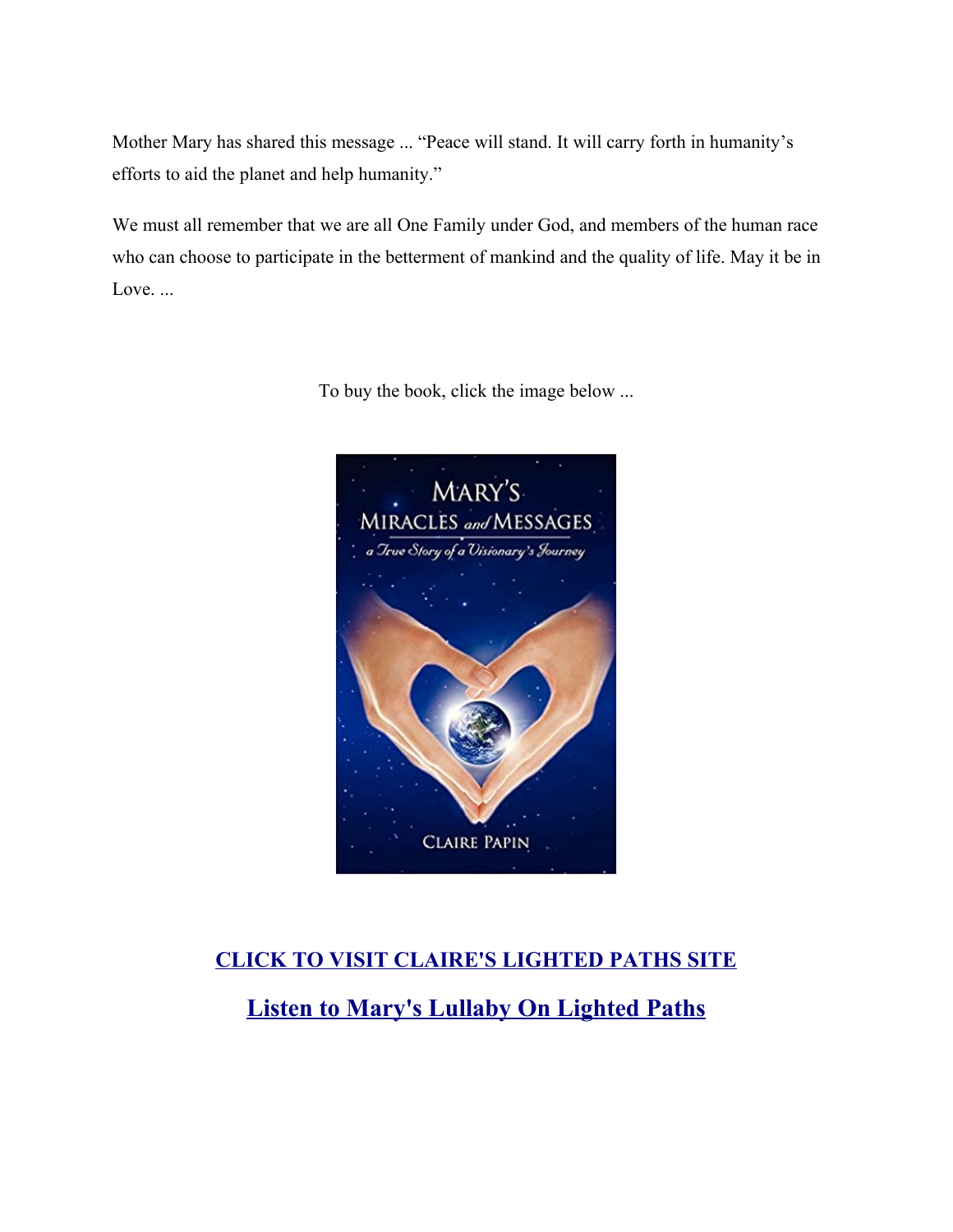Mother Mary has shared this message ... "Peace will stand. It will carry forth in humanity's efforts to aid the planet and help humanity."

We must all remember that we are all One Family under God, and members of the human race who can choose to participate in the betterment of mankind and the quality of life. May it be in Love. ...

To buy the book, click the image below ...

**CLICK TO VISIT CLAIRE'S LIGHTED PATHS SITE**

**Listen to Mary's Lullaby On Lighted Paths**